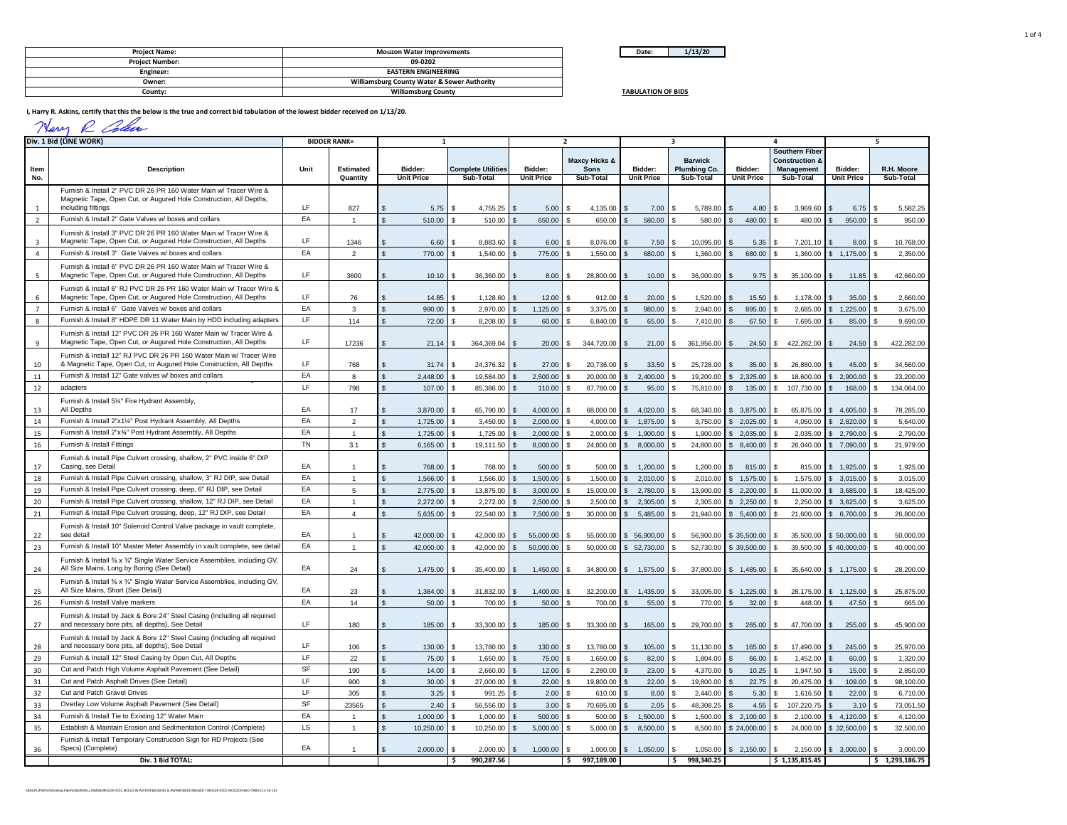| Project Name: | Mouzon Water Improvements |
|---|---|
| Project Number: | 09-0202 |
| Engineer: | EASTERN ENGINEERING |
| Owner: | Williamsburg County Water & Sewer Authority |
| County: | Williamsburg County |

| Date: | 1/13/20 |
|---|---|

**TABULATION OF BIDS**

**I, Harry R. Askins, certify that this the below is the true and correct bid tabulation of the lowest bidder received on 1/13/20.**

Harry R. Askins

| Div. 1 Bid (LINE WORK) | | BIDDER RANK= | | 1 | | 2 | | 3 | | 4 | | 5 | |
|---|---|---|---|---|---|---|---|---|---|---|---|---|---|
| Item No. | Description | Unit | Estimated Quantity | Bidder: Unit Price | Complete Utilities Sub-Total | Bidder: Unit Price | Maxcy Hicks & Sons Sub-Total | Bidder: Unit Price | Barwick Plumbing Co. Sub-Total | Bidder: Unit Price | Southern Fiber Construction & Management Sub-Total | Bidder: Unit Price | R.H. Moore Sub-Total |
| 1 | Furnish & Install 2" PVC DR 26 PR 160 Water Main w/ Tracer Wire & Magnetic Tape, Open Cut, or Augured Hole Construction, All Depths, including fittings | LF | 827 | $ 5.75 | $ 4,755.25 | $ 5.00 | $ 4,135.00 | $ 7.00 | $ 5,789.00 | $ 4.80 | $ 3,969.60 | $ 6.75 | $ 5,582.25 |
| 2 | Furnish & Install 2" Gate Valves w/ boxes and collars | EA | 1 | $ 510.00 | $ 510.00 | $ 650.00 | $ 650.00 | $ 580.00 | $ 580.00 | $ 480.00 | $ 480.00 | $ 950.00 | $ 950.00 |
| 3 | Furnish & Install 3" PVC DR 26 PR 160 Water Main w/ Tracer Wire & Magnetic Tape, Open Cut, or Augured Hole Construction, All Depths | LF | 1346 | $ 6.60 | $ 8,883.60 | $ 6.00 | $ 8,076.00 | $ 7.50 | $ 10,095.00 | $ 5.35 | $ 7,201.10 | $ 8.00 | $ 10,768.00 |
| 4 | Furnish & Install 3" Gate Valves w/ boxes and collars | EA | 2 | $ 770.00 | $ 1,540.00 | $ 775.00 | $ 1,550.00 | $ 680.00 | $ 1,360.00 | $ 680.00 | $ 1,360.00 | $ 1,175.00 | $ 2,350.00 |
| 5 | Furnish & Install 6" PVC DR 26 PR 160 Water Main w/ Tracer Wire & Magnetic Tape, Open Cut, or Augured Hole Construction, All Depths | LF | 3600 | $ 10.10 | $ 36,360.00 | $ 8.00 | $ 28,800.00 | $ 10.00 | $ 36,000.00 | $ 9.75 | $ 35,100.00 | $ 11.85 | $ 42,660.00 |
| 6 | Furnish & Install 6" RJ PVC DR 26 PR 160 Water Main w/ Tracer Wire & Magnetic Tape, Open Cut, or Augured Hole Construction, All Depths | LF | 76 | $ 14.85 | $ 1,128.60 | $ 12.00 | $ 912.00 | $ 20.00 | $ 1,520.00 | $ 15.50 | $ 1,178.00 | $ 35.00 | $ 2,660.00 |
| 7 | Furnish & Install 6" Gate Valves w/ boxes and collars | EA | 3 | $ 990.00 | $ 2,970.00 | $ 1,125.00 | $ 3,375.00 | $ 980.00 | $ 2,940.00 | $ 895.00 | $ 2,685.00 | $ 1,225.00 | $ 3,675.00 |
| 8 | Furnish & Install 8" HDPE DR 11 Water Main by HDD including adapters | LF | 114 | $ 72.00 | $ 8,208.00 | $ 60.00 | $ 6,840.00 | $ 65.00 | $ 7,410.00 | $ 67.50 | $ 7,695.00 | $ 85.00 | $ 9,690.00 |
| 9 | Furnish & Install 12" PVC DR 26 PR 160 Water Main w/ Tracer Wire & Magnetic Tape, Open Cut, or Augured Hole Construction, All Depths | LF | 17236 | $ 21.14 | $ 364,369.04 | $ 20.00 | $ 344,720.00 | $ 21.00 | $ 361,956.00 | $ 24.50 | $ 422,282.00 | $ 24.50 | $ 422,282.00 |
| 10 | Furnish & Install 12" RJ PVC DR 26 PR 160 Water Main w/ Tracer Wire & Magnetic Tape, Open Cut, or Augured Hole Construction, All Depths | LF | 768 | $ 31.74 | $ 24,376.32 | $ 27.00 | $ 20,736.00 | $ 33.50 | $ 25,728.00 | $ 35.00 | $ 26,880.00 | $ 45.00 | $ 34,560.00 |
| 11 | Furnish & Install 12" Gate valves w/ boxes and collars | EA | 8 | $ 2,448.00 | $ 19,584.00 | $ 2,500.00 | $ 20,000.00 | $ 2,400.00 | $ 19,200.00 | $ 2,325.00 | $ 18,600.00 | $ 2,900.00 | $ 23,200.00 |
| 12 | adapters | LF | 798 | $ 107.00 | $ 85,386.00 | $ 110.00 | $ 87,780.00 | $ 95.00 | $ 75,810.00 | $ 135.00 | $ 107,730.00 | $ 168.00 | $ 134,064.00 |
| 13 | Furnish & Install 5¼" Fire Hydrant Assembly, All Depths | EA | 17 | $ 3,870.00 | $ 65,790.00 | $ 4,000.00 | $ 68,000.00 | $ 4,020.00 | $ 68,340.00 | $ 3,875.00 | $ 65,875.00 | $ 4,605.00 | $ 78,285.00 |
| 14 | Furnish & Install 2"x1¼" Post Hydrant Assembly, All Depths | EA | 2 | $ 1,725.00 | $ 3,450.00 | $ 2,000.00 | $ 4,000.00 | $ 1,875.00 | $ 3,750.00 | $ 2,025.00 | $ 4,050.00 | $ 2,820.00 | $ 5,640.00 |
| 15 | Furnish & Install 2"x¾" Post Hydrant Assembly, All Depths | EA | 1 | $ 1,725.00 | $ 1,725.00 | $ 2,000.00 | $ 2,000.00 | $ 1,900.00 | $ 1,900.00 | $ 2,035.00 | $ 2,035.00 | $ 2,790.00 | $ 2,790.00 |
| 16 | Furnish & Install Fittings | TN | 3.1 | $ 6,165.00 | $ 19,111.50 | $ 8,000.00 | $ 24,800.00 | $ 8,000.00 | $ 24,800.00 | $ 8,400.00 | $ 26,040.00 | $ 7,090.00 | $ 21,979.00 |
| 17 | Furnish & Install Pipe Culvert crossing, shallow, 2" PVC inside 6" DIP Casing, see Detail | EA | 1 | $ 768.00 | $ 768.00 | $ 500.00 | $ 500.00 | $ 1,200.00 | $ 1,200.00 | $ 815.00 | $ 815.00 | $ 1,925.00 | $ 1,925.00 |
| 18 | Furnish & Install Pipe Culvert crossing, shallow, 3" RJ DIP, see Detail | EA | 1 | $ 1,566.00 | $ 1,566.00 | $ 1,500.00 | $ 1,500.00 | $ 2,010.00 | $ 2,010.00 | $ 1,575.00 | $ 1,575.00 | $ 3,015.00 | $ 3,015.00 |
| 19 | Furnish & Install Pipe Culvert crossing, deep, 6" RJ DIP, see Detail | EA | 5 | $ 2,775.00 | $ 13,875.00 | $ 3,000.00 | $ 15,000.00 | $ 2,780.00 | $ 13,900.00 | $ 2,200.00 | $ 11,000.00 | $ 3,685.00 | $ 18,425.00 |
| 20 | Furnish & Install Pipe Culvert crossing, shallow, 12" RJ DIP, see Detail | EA | 1 | $ 2,272.00 | $ 2,272.00 | $ 2,500.00 | $ 2,500.00 | $ 2,305.00 | $ 2,305.00 | $ 2,250.00 | $ 2,250.00 | $ 3,625.00 | $ 3,625.00 |
| 21 | Furnish & Install Pipe Culvert crossing, deep, 12" RJ DIP, see Detail | EA | 4 | $ 5,635.00 | $ 22,540.00 | $ 7,500.00 | $ 30,000.00 | $ 5,485.00 | $ 21,940.00 | $ 5,400.00 | $ 21,600.00 | $ 6,700.00 | $ 26,800.00 |
| 22 | Furnish & Install 10" Solenoid Control Valve package in vault complete, see detail | EA | 1 | $ 42,000.00 | $ 42,000.00 | $ 55,000.00 | $ 55,000.00 | $ 56,900.00 | $ 56,900.00 | $ 35,500.00 | $ 35,500.00 | $ 50,000.00 | $ 50,000.00 |
| 23 | Furnish & Install 10" Master Meter Assembly in vault complete, see detail | EA | 1 | $ 42,000.00 | $ 42,000.00 | $ 50,000.00 | $ 50,000.00 | $ 52,730.00 | $ 52,730.00 | $ 39,500.00 | $ 39,500.00 | $ 40,000.00 | $ 40,000.00 |
| 24 | Furnish & Install ⅝ x ¾" Single Water Service Assemblies, including GV, All Size Mains, Long by Boring (See Detail) | EA | 24 | $ 1,475.00 | $ 35,400.00 | $ 1,450.00 | $ 34,800.00 | $ 1,575.00 | $ 37,800.00 | $ 1,485.00 | $ 35,640.00 | $ 1,175.00 | $ 28,200.00 |
| 25 | Furnish & Install ⅝ x ¾" Single Water Service Assemblies, including GV, All Size Mains, Short (See Detail) | EA | 23 | $ 1,384.00 | $ 31,832.00 | $ 1,400.00 | $ 32,200.00 | $ 1,435.00 | $ 33,005.00 | $ 1,225.00 | $ 28,175.00 | $ 1,125.00 | $ 25,875.00 |
| 26 | Furnish & Install Valve markers | EA | 14 | $ 50.00 | $ 700.00 | $ 50.00 | $ 700.00 | $ 55.00 | $ 770.00 | $ 32.00 | $ 448.00 | $ 47.50 | $ 665.00 |
| 27 | Furnish & Install by Jack & Bore 24" Steel Casing (including all required and necessary bore pits, all depths), See Detail | LF | 180 | $ 185.00 | $ 33,300.00 | $ 185.00 | $ 33,300.00 | $ 165.00 | $ 29,700.00 | $ 265.00 | $ 47,700.00 | $ 255.00 | $ 45,900.00 |
| 28 | Furnish & Install by Jack & Bore 12" Steel Casing (including all required and necessary bore pits, all depths), See Detail | LF | 106 | $ 130.00 | $ 13,780.00 | $ 130.00 | $ 13,780.00 | $ 105.00 | $ 11,130.00 | $ 165.00 | $ 17,490.00 | $ 245.00 | $ 25,970.00 |
| 29 | Furnish & Install 12" Steel Casing by Open Cut, All Depths | LF | 22 | $ 75.00 | $ 1,650.00 | $ 75.00 | $ 1,650.00 | $ 82.00 | $ 1,804.00 | $ 66.00 | $ 1,452.00 | $ 60.00 | $ 1,320.00 |
| 30 | Cut and Patch High Volume Asphalt Pavement (See Detail) | SF | 190 | $ 14.00 | $ 2,660.00 | $ 12.00 | $ 2,280.00 | $ 23.00 | $ 4,370.00 | $ 10.25 | $ 1,947.50 | $ 15.00 | $ 2,850.00 |
| 31 | Cut and Patch Asphalt Drives (See Detail) | LF | 900 | $ 30.00 | $ 27,000.00 | $ 22.00 | $ 19,800.00 | $ 22.00 | $ 19,800.00 | $ 22.75 | $ 20,475.00 | $ 109.00 | $ 98,100.00 |
| 32 | Cut and Patch Gravel Drives | LF | 305 | $ 3.25 | $ 991.25 | $ 2.00 | $ 610.00 | $ 8.00 | $ 2,440.00 | $ 5.30 | $ 1,616.50 | $ 22.00 | $ 6,710.00 |
| 33 | Overlay Low Volume Asphalt Pavement (See Detail) | SF | 23565 | $ 2.40 | $ 56,556.00 | $ 3.00 | $ 70,695.00 | $ 2.05 | $ 48,308.25 | $ 4.55 | $ 107,220.75 | $ 3.10 | $ 73,051.50 |
| 34 | Furnish & Install Tie to Existing 12" Water Main | EA | 1 | $ 1,000.00 | $ 1,000.00 | $ 500.00 | $ 500.00 | $ 1,500.00 | $ 1,500.00 | $ 2,100.00 | $ 2,100.00 | $ 4,120.00 | $ 4,120.00 |
| 35 | Establish & Maintain Erosion and Sedimentation Control (Complete) | LS | 1 | $ 10,250.00 | $ 10,250.00 | $ 5,000.00 | $ 5,000.00 | $ 8,500.00 | $ 8,500.00 | $ 24,000.00 | $ 24,000.00 | $ 32,500.00 | $ 32,500.00 |
| 36 | Furnish & Install Temporary Construction Sign for RD Projects (See Specs) (Complete) | EA | 1 | $ 2,000.00 | $ 2,000.00 | $ 1,000.00 | $ 1,000.00 | $ 1,050.00 | $ 1,050.00 | $ 2,150.00 | $ 2,150.00 | $ 3,000.00 | $ 3,000.00 |
| | **Div. 1 Bid TOTAL:** | | | | **$ 990,287.56** | | **$ 997,189.00** | | **$ 998,340.25** | | **$ 1,135,815.45** | | **$ 1,293,186.75** |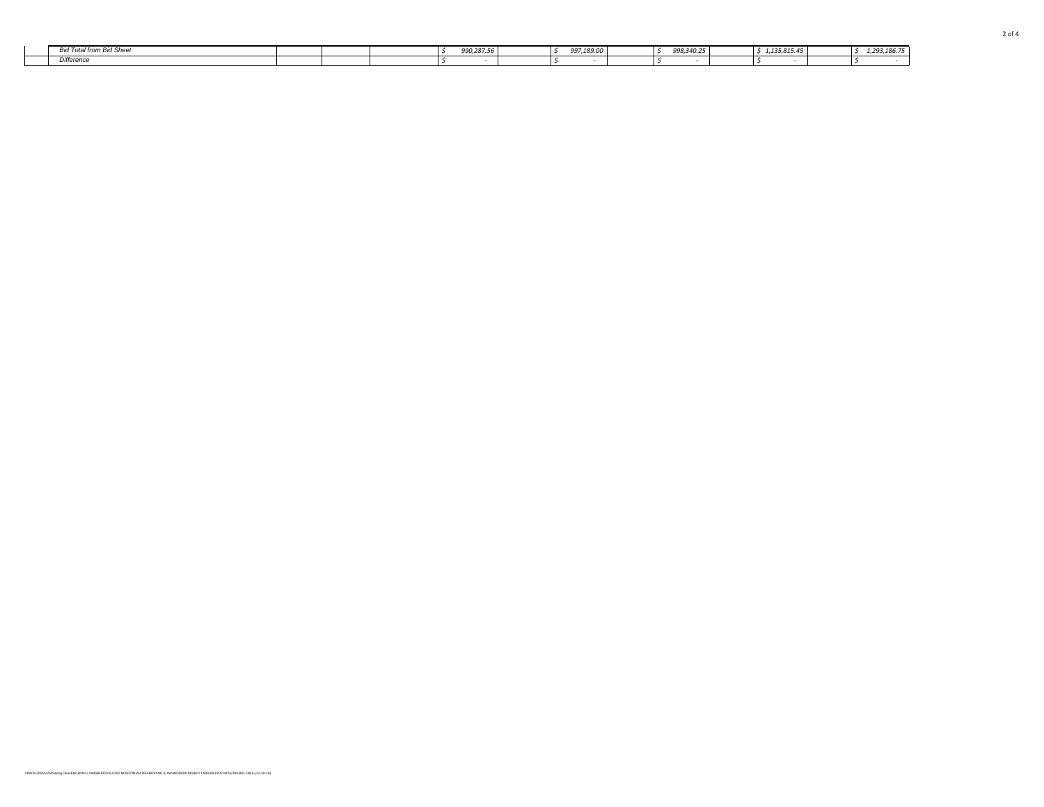| | | | | | | | | | | | | | |
|---|---|---|---|---|---|---|---|---|---|---|---|---|---|
| | *Bid Total from Bid Sheet* | | | | *$ 990,287.56* | | *$ 997,189.00* | | *$ 998,340.25* | | *$ 1,135,815.45* | | *$ 1,293,186.75* |
| | *Difference* | | | | *$ -* | | *$ -* | | *$ -* | | *$ -* | | *$ -* |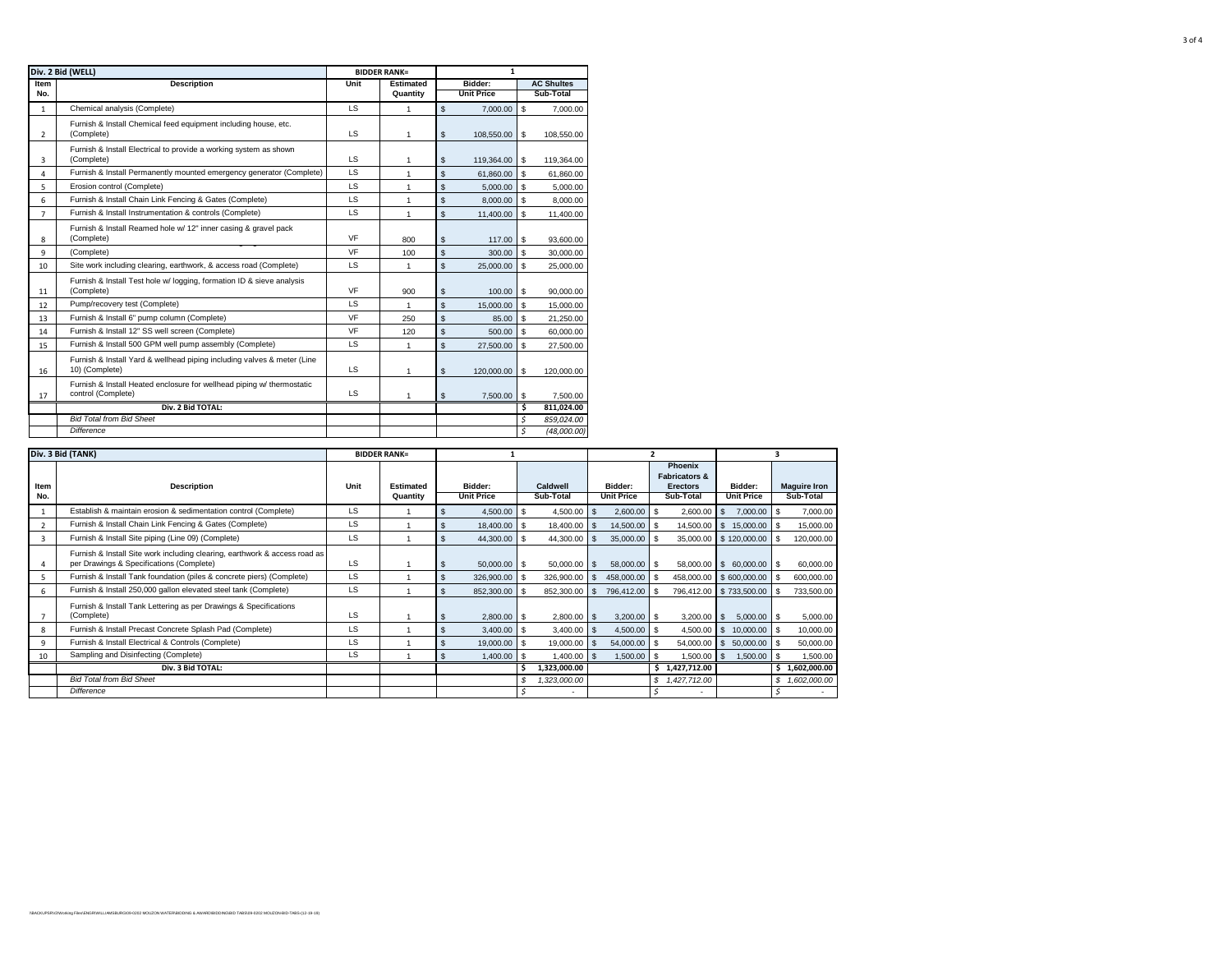| Div. 2 Bid (WELL) | | BIDDER RANK= | | 1 | |
|---|---|---|---|---|---|
| Item No. | Description | Unit | Estimated Quantity | Bidder: Unit Price | AC Shultes Sub-Total |
| 1 | Chemical analysis (Complete) | LS | 1 | $ 7,000.00 | $ 7,000.00 |
| 2 | Furnish & Install Chemical feed equipment including house, etc. (Complete) | LS | 1 | $ 108,550.00 | $ 108,550.00 |
| 3 | Furnish & Install Electrical to provide a working system as shown (Complete) | LS | 1 | $ 119,364.00 | $ 119,364.00 |
| 4 | Furnish & Install Permanently mounted emergency generator (Complete) | LS | 1 | $ 61,860.00 | $ 61,860.00 |
| 5 | Erosion control (Complete) | LS | 1 | $ 5,000.00 | $ 5,000.00 |
| 6 | Furnish & Install Chain Link Fencing & Gates (Complete) | LS | 1 | $ 8,000.00 | $ 8,000.00 |
| 7 | Furnish & Install Instrumentation & controls (Complete) | LS | 1 | $ 11,400.00 | $ 11,400.00 |
| 8 | Furnish & Install Reamed hole w/ 12" inner casing & gravel pack (Complete) | VF | 800 | $ 117.00 | $ 93,600.00 |
| 9 | (Complete) | VF | 100 | $ 300.00 | $ 30,000.00 |
| 10 | Site work including clearing, earthwork, & access road (Complete) | LS | 1 | $ 25,000.00 | $ 25,000.00 |
| 11 | Furnish & Install Test hole w/ logging, formation ID & sieve analysis (Complete) | VF | 900 | $ 100.00 | $ 90,000.00 |
| 12 | Pump/recovery test (Complete) | LS | 1 | $ 15,000.00 | $ 15,000.00 |
| 13 | Furnish & Install 6" pump column (Complete) | VF | 250 | $ 85.00 | $ 21,250.00 |
| 14 | Furnish & Install 12" SS well screen (Complete) | VF | 120 | $ 500.00 | $ 60,000.00 |
| 15 | Furnish & Install 500 GPM well pump assembly (Complete) | LS | 1 | $ 27,500.00 | $ 27,500.00 |
| 16 | Furnish & Install Yard & wellhead piping including valves & meter (Line 10) (Complete) | LS | 1 | $ 120,000.00 | $ 120,000.00 |
| 17 | Furnish & Install Heated enclosure for wellhead piping w/ thermostatic control (Complete) | LS | 1 | $ 7,500.00 | $ 7,500.00 |
| | **Div. 2 Bid TOTAL:** | | | | **$ 811,024.00** |
| | *Bid Total from Bid Sheet* | | | | *$ 859,024.00* |
| | *Difference* | | | | *$ (48,000.00)* |

| Div. 3 Bid (TANK) | | BIDDER RANK= | | 1 | | 2 | | 3 | |
|---|---|---|---|---|---|---|---|---|---|
| Item No. | Description | Unit | Estimated Quantity | Bidder: Unit Price | Caldwell Sub-Total | Bidder: Unit Price | Phoenix Fabricators & Erectors Sub-Total | Bidder: Unit Price | Maguire Iron Sub-Total |
| 1 | Establish & maintain erosion & sedimentation control (Complete) | LS | 1 | $ 4,500.00 | $ 4,500.00 | $ 2,600.00 | $ 2,600.00 | $ 7,000.00 | $ 7,000.00 |
| 2 | Furnish & Install Chain Link Fencing & Gates (Complete) | LS | 1 | $ 18,400.00 | $ 18,400.00 | $ 14,500.00 | $ 14,500.00 | $ 15,000.00 | $ 15,000.00 |
| 3 | Furnish & Install Site piping (Line 09) (Complete) | LS | 1 | $ 44,300.00 | $ 44,300.00 | $ 35,000.00 | $ 35,000.00 | $ 120,000.00 | $ 120,000.00 |
| 4 | Furnish & Install Site work including clearing, earthwork & access road as per Drawings & Specifications (Complete) | LS | 1 | $ 50,000.00 | $ 50,000.00 | $ 58,000.00 | $ 58,000.00 | $ 60,000.00 | $ 60,000.00 |
| 5 | Furnish & Install Tank foundation (piles & concrete piers) (Complete) | LS | 1 | $ 326,900.00 | $ 326,900.00 | $ 458,000.00 | $ 458,000.00 | $ 600,000.00 | $ 600,000.00 |
| 6 | Furnish & Install 250,000 gallon elevated steel tank (Complete) | LS | 1 | $ 852,300.00 | $ 852,300.00 | $ 796,412.00 | $ 796,412.00 | $ 733,500.00 | $ 733,500.00 |
| 7 | Furnish & Install Tank Lettering as per Drawings & Specifications (Complete) | LS | 1 | $ 2,800.00 | $ 2,800.00 | $ 3,200.00 | $ 3,200.00 | $ 5,000.00 | $ 5,000.00 |
| 8 | Furnish & Install Precast Concrete Splash Pad (Complete) | LS | 1 | $ 3,400.00 | $ 3,400.00 | $ 4,500.00 | $ 4,500.00 | $ 10,000.00 | $ 10,000.00 |
| 9 | Furnish & Install Electrical & Controls (Complete) | LS | 1 | $ 19,000.00 | $ 19,000.00 | $ 54,000.00 | $ 54,000.00 | $ 50,000.00 | $ 50,000.00 |
| 10 | Sampling and Disinfecting (Complete) | LS | 1 | $ 1,400.00 | $ 1,400.00 | $ 1,500.00 | $ 1,500.00 | $ 1,500.00 | $ 1,500.00 |
| | **Div. 3 Bid TOTAL:** | | | | **$ 1,323,000.00** | | **$ 1,427,712.00** | | **$ 1,602,000.00** |
| | *Bid Total from Bid Sheet* | | | | *$ 1,323,000.00* | | *$ 1,427,712.00* | | *$ 1,602,000.00* |
| | *Difference* | | | | *$ -* | | *$ -* | | *$ -* |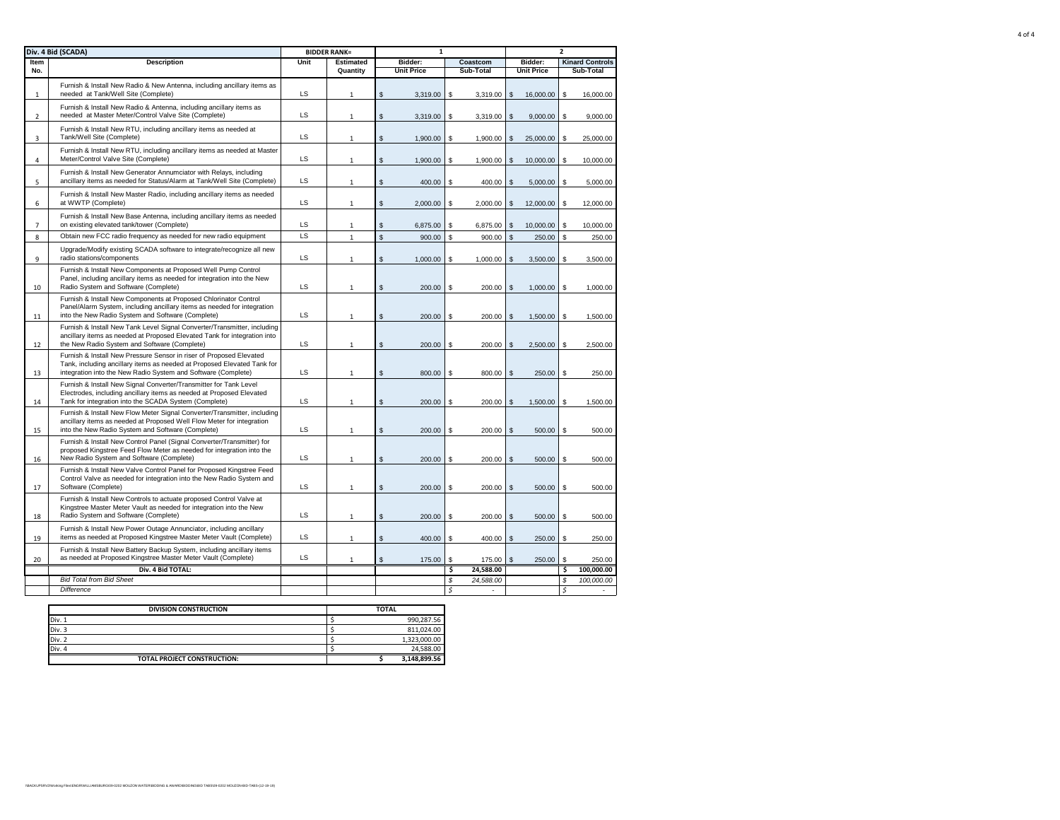| Div. 4 Bid (SCADA) | | BIDDER RANK= | | 1 | | 2 | |
|---|---|---|---|---|---|---|---|
| Item No. | Description | Unit | Estimated Quantity | Bidder: Unit Price | Coastcom Sub-Total | Bidder: Unit Price | Kinard Controls Sub-Total |
| 1 | Furnish & Install New Radio & New Antenna, including ancillary items as needed at Tank/Well Site (Complete) | LS | 1 | $ 3,319.00 | $ 3,319.00 | $ 16,000.00 | $ 16,000.00 |
| 2 | Furnish & Install New Radio & Antenna, including ancillary items as needed at Master Meter/Control Valve Site (Complete) | LS | 1 | $ 3,319.00 | $ 3,319.00 | $ 9,000.00 | $ 9,000.00 |
| 3 | Furnish & Install New RTU, including ancillary items as needed at Tank/Well Site (Complete) | LS | 1 | $ 1,900.00 | $ 1,900.00 | $ 25,000.00 | $ 25,000.00 |
| 4 | Furnish & Install New RTU, including ancillary items as needed at Master Meter/Control Valve Site (Complete) | LS | 1 | $ 1,900.00 | $ 1,900.00 | $ 10,000.00 | $ 10,000.00 |
| 5 | Furnish & Install New Generator Annumciator with Relays, including ancillary items as needed for Status/Alarm at Tank/Well Site (Complete) | LS | 1 | $ 400.00 | $ 400.00 | $ 5,000.00 | $ 5,000.00 |
| 6 | Furnish & Install New Master Radio, including ancillary items as needed at WWTP (Complete) | LS | 1 | $ 2,000.00 | $ 2,000.00 | $ 12,000.00 | $ 12,000.00 |
| 7 | Furnish & Install New Base Antenna, including ancillary items as needed on existing elevated tank/tower (Complete) | LS | 1 | $ 6,875.00 | $ 6,875.00 | $ 10,000.00 | $ 10,000.00 |
| 8 | Obtain new FCC radio frequency as needed for new radio equipment | LS | 1 | $ 900.00 | $ 900.00 | $ 250.00 | $ 250.00 |
| 9 | Upgrade/Modify existing SCADA software to integrate/recognize all new radio stations/components | LS | 1 | $ 1,000.00 | $ 1,000.00 | $ 3,500.00 | $ 3,500.00 |
| 10 | Furnish & Install New Components at Proposed Well Pump Control Panel, including ancillary items as needed for integration into the New Radio System and Software (Complete) | LS | 1 | $ 200.00 | $ 200.00 | $ 1,000.00 | $ 1,000.00 |
| 11 | Furnish & Install New Components at Proposed Chlorinator Control Panel/Alarm System, including ancillary items as needed for integration into the New Radio System and Software (Complete) | LS | 1 | $ 200.00 | $ 200.00 | $ 1,500.00 | $ 1,500.00 |
| 12 | Furnish & Install New Tank Level Signal Converter/Transmitter, including ancillary items as needed at Proposed Elevated Tank for integration into the New Radio System and Software (Complete) | LS | 1 | $ 200.00 | $ 200.00 | $ 2,500.00 | $ 2,500.00 |
| 13 | Furnish & Install New Pressure Sensor in riser of Proposed Elevated Tank, including ancillary items as needed at Proposed Elevated Tank for integration into the New Radio System and Software (Complete) | LS | 1 | $ 800.00 | $ 800.00 | $ 250.00 | $ 250.00 |
| 14 | Furnish & Install New Signal Converter/Transmitter for Tank Level Electrodes, including ancillary items as needed at Proposed Elevated Tank for integration into the SCADA System (Complete) | LS | 1 | $ 200.00 | $ 200.00 | $ 1,500.00 | $ 1,500.00 |
| 15 | Furnish & Install New Flow Meter Signal Converter/Transmitter, including ancillary items as needed at Proposed Well Flow Meter for integration into the New Radio System and Software (Complete) | LS | 1 | $ 200.00 | $ 200.00 | $ 500.00 | $ 500.00 |
| 16 | Furnish & Install New Control Panel (Signal Converter/Transmitter) for proposed Kingstree Feed Flow Meter as needed for integration into the New Radio System and Software (Complete) | LS | 1 | $ 200.00 | $ 200.00 | $ 500.00 | $ 500.00 |
| 17 | Furnish & Install New Valve Control Panel for Proposed Kingstree Feed Control Valve as needed for integration into the New Radio System and Software (Complete) | LS | 1 | $ 200.00 | $ 200.00 | $ 500.00 | $ 500.00 |
| 18 | Furnish & Install New Controls to actuate proposed Control Valve at Kingstree Master Meter Vault as needed for integration into the New Radio System and Software (Complete) | LS | 1 | $ 200.00 | $ 200.00 | $ 500.00 | $ 500.00 |
| 19 | Furnish & Install New Power Outage Annunciator, including ancillary items as needed at Proposed Kingstree Master Meter Vault (Complete) | LS | 1 | $ 400.00 | $ 400.00 | $ 250.00 | $ 250.00 |
| 20 | Furnish & Install New Battery Backup System, including ancillary items as needed at Proposed Kingstree Master Meter Vault (Complete) | LS | 1 | $ 175.00 | $ 175.00 | $ 250.00 | $ 250.00 |
| | **Div. 4 Bid TOTAL:** | | | | **$ 24,588.00** | | **$ 100,000.00** |
| | *Bid Total from Bid Sheet* | | | | *$ 24,588.00* | | *$ 100,000.00* |
| | *Difference* | | | | *$ -* | | *$ -* |

| DIVISION CONSTRUCTION | TOTAL |
|---|---|
| Div. 1 | $ 990,287.56 |
| Div. 3 | $ 811,024.00 |
| Div. 2 | $ 1,323,000.00 |
| Div. 4 | $ 24,588.00 |
| **TOTAL PROJECT CONSTRUCTION:** | **$ 3,148,899.56** |

\\BACKUPSRV2\Working Files\ENG\R\WILLIAMSBURG\09-0202 MOUZON WATER\BIDDING & AWARD\BIDDING\BID TABS\09-0202 MOUZON-BID-TABS-(12-19-19)